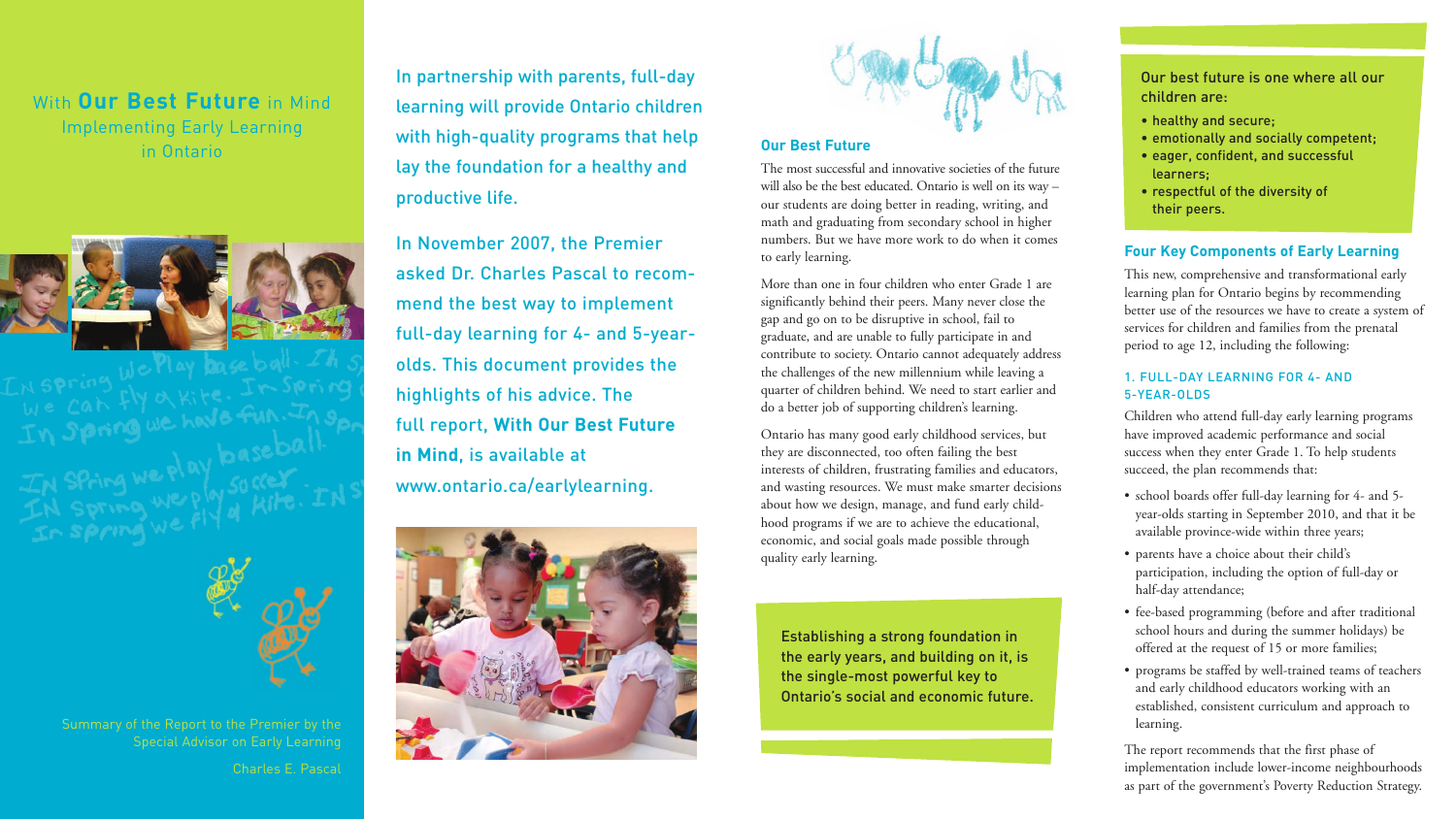# With **Our Best Future** in Mind

## Implementing Early Learning in Ontario

Summary of the Report to the Premier by the Special Advisor on Early Learning

Charles E. Pascal

In partnership with parents, full-day learning will provide Ontario children with high-quality programs that help lay the foundation for a healthy and productive life.

In November 2007, the Premier asked Dr. Charles Pascal to recommend the best way to implement full-day learning for 4- and 5-year-olds. This document provides the highlights of his advice. The full report, **With Our Best Future in Mind**, is available at www.ontario.ca/earlylearning.

## Our Best Future

The most successful and innovative societies of the future will also be the best educated. Ontario is well on its way – our students are doing better in reading, writing, and math and graduating from secondary school in higher numbers. But we have more work to do when it comes to early learning.

More than one in four children who enter Grade 1 are significantly behind their peers. Many never close the gap and go on to be disruptive in school, fail to graduate, and are unable to fully participate in and contribute to society. Ontario cannot adequately address the challenges of the new millennium while leaving a quarter of children behind. We need to start earlier and do a better job of supporting children's learning.

Ontario has many good early childhood services, but they are disconnected, too often failing the best interests of children, frustrating families and educators, and wasting resources. We must make smarter decisions about how we design, manage, and fund early childhood programs if we are to achieve the educational, economic, and social goals made possible through quality early learning.

Establishing a strong foundation in the early years, and building on it, is the single-most powerful key to Ontario's social and economic future.

Our best future is one where all our children are:

- healthy and secure;
- emotionally and socially competent;
- eager, confident, and successful learners;
- respectful of the diversity of their peers.

## Four Key Components of Early Learning

This new, comprehensive and transformational early learning plan for Ontario begins by recommending better use of the resources we have to create a system of services for children and families from the prenatal period to age 12, including the following:

### 1. FULL-DAY LEARNING FOR 4- AND 5-YEAR-OLDS

Children who attend full-day early learning programs have improved academic performance and social success when they enter Grade 1. To help students succeed, the plan recommends that:

- school boards offer full-day learning for 4- and 5-year-olds starting in September 2010, and that it be available province-wide within three years;
- parents have a choice about their child's participation, including the option of full-day or half-day attendance;
- fee-based programming (before and after traditional school hours and during the summer holidays) be offered at the request of 15 or more families;
- programs be staffed by well-trained teams of teachers and early childhood educators working with an established, consistent curriculum and approach to learning.

The report recommends that the first phase of implementation include lower-income neighbourhoods as part of the government's Poverty Reduction Strategy.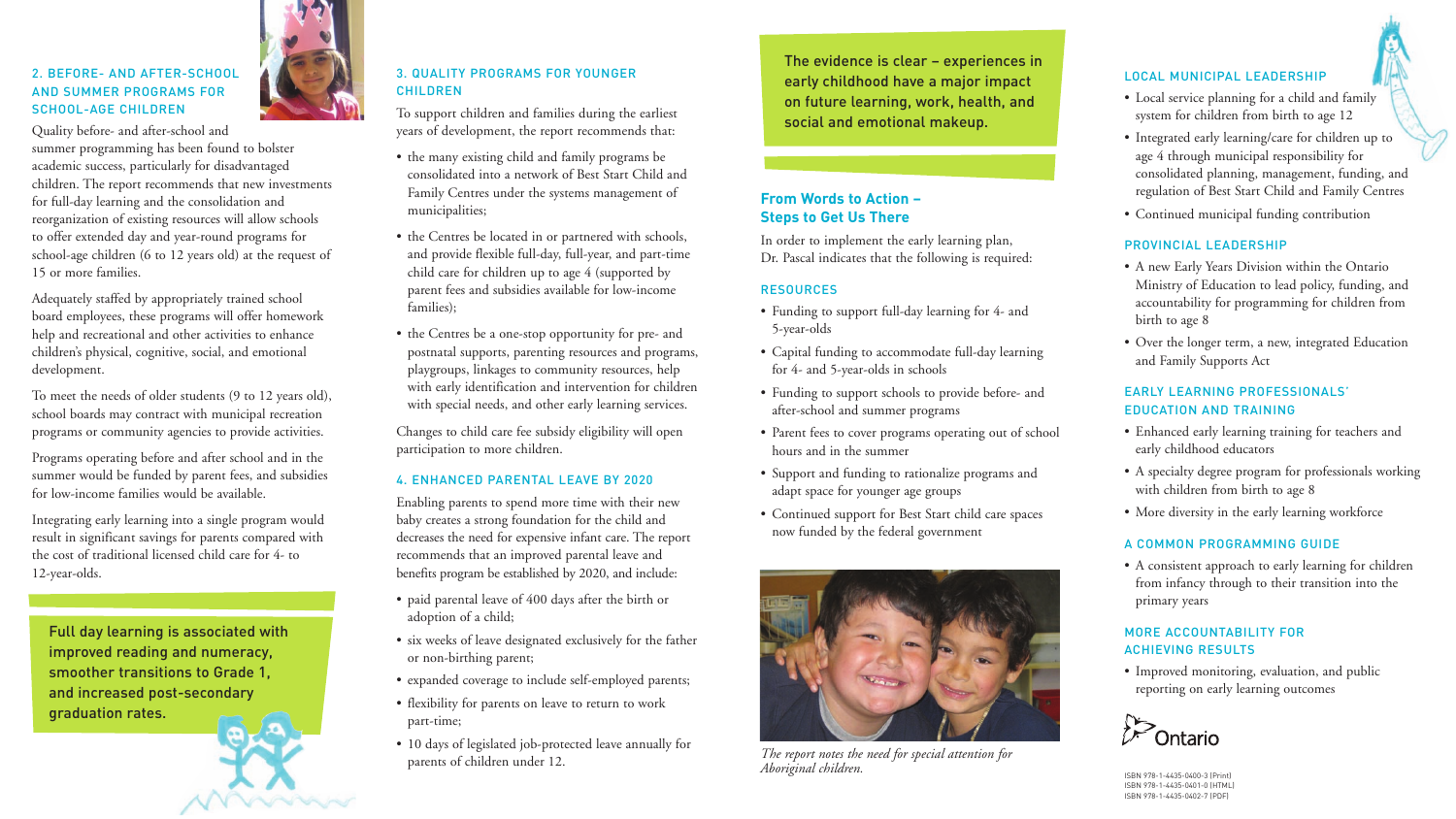### 2. BEFORE- AND AFTER-SCHOOL AND SUMMER PROGRAMS FOR SCHOOL-AGE CHILDREN

Quality before- and after-school and summer programming has been found to bolster academic success, particularly for disadvantaged children. The report recommends that new investments for full-day learning and the consolidation and reorganization of existing resources will allow schools to offer extended day and year-round programs for school-age children (6 to 12 years old) at the request of 15 or more families.

Adequately staffed by appropriately trained school board employees, these programs will offer homework help and recreational and other activities to enhance children's physical, cognitive, social, and emotional development.

To meet the needs of older students (9 to 12 years old), school boards may contract with municipal recreation programs or community agencies to provide activities.

Programs operating before and after school and in the summer would be funded by parent fees, and subsidies for low-income families would be available.

Integrating early learning into a single program would result in significant savings for parents compared with the cost of traditional licensed child care for 4- to 12-year-olds.

**Full day learning is associated with improved reading and numeracy, smoother transitions to Grade 1, and increased post-secondary graduation rates.**

### 3. QUALITY PROGRAMS FOR YOUNGER CHILDREN

To support children and families during the earliest years of development, the report recommends that:

- the many existing child and family programs be consolidated into a network of Best Start Child and Family Centres under the systems management of municipalities;
- the Centres be located in or partnered with schools, and provide flexible full-day, full-year, and part-time child care for children up to age 4 (supported by parent fees and subsidies available for low-income families);
- the Centres be a one-stop opportunity for pre- and postnatal supports, parenting resources and programs, playgroups, linkages to community resources, help with early identification and intervention for children with special needs, and other early learning services.

Changes to child care fee subsidy eligibility will open participation to more children.

### 4. ENHANCED PARENTAL LEAVE BY 2020

Enabling parents to spend more time with their new baby creates a strong foundation for the child and decreases the need for expensive infant care. The report recommends that an improved parental leave and benefits program be established by 2020, and include:

- paid parental leave of 400 days after the birth or adoption of a child;
- six weeks of leave designated exclusively for the father or non-birthing parent;
- expanded coverage to include self-employed parents;
- flexibility for parents on leave to return to work part-time;
- 10 days of legislated job-protected leave annually for parents of children under 12.

**The evidence is clear – experiences in early childhood have a major impact on future learning, work, health, and social and emotional makeup.**

## From Words to Action – Steps to Get Us There

In order to implement the early learning plan, Dr. Pascal indicates that the following is required:

### RESOURCES

- Funding to support full-day learning for 4- and 5-year-olds
- Capital funding to accommodate full-day learning for 4- and 5-year-olds in schools
- Funding to support schools to provide before- and after-school and summer programs
- Parent fees to cover programs operating out of school hours and in the summer
- Support and funding to rationalize programs and adapt space for younger age groups
- Continued support for Best Start child care spaces now funded by the federal government

*The report notes the need for special attention for Aboriginal children.*

### LOCAL MUNICIPAL LEADERSHIP

- Local service planning for a child and family system for children from birth to age 12
- Integrated early learning/care for children up to age 4 through municipal responsibility for consolidated planning, management, funding, and regulation of Best Start Child and Family Centres
- Continued municipal funding contribution

### PROVINCIAL LEADERSHIP

- A new Early Years Division within the Ontario Ministry of Education to lead policy, funding, and accountability for programming for children from birth to age 8
- Over the longer term, a new, integrated Education and Family Supports Act

### EARLY LEARNING PROFESSIONALS' EDUCATION AND TRAINING

- Enhanced early learning training for teachers and early childhood educators
- A specialty degree program for professionals working with children from birth to age 8
- More diversity in the early learning workforce

### A COMMON PROGRAMMING GUIDE

- A consistent approach to early learning for children from infancy through to their transition into the primary years

### MORE ACCOUNTABILITY FOR ACHIEVING RESULTS

- Improved monitoring, evaluation, and public reporting on early learning outcomes

Ontario

ISBN 978-1-4435-0400-3 (Print)
ISBN 978-1-4435-0401-0 (HTML)
ISBN 978-1-4435-0402-7 (PDF)